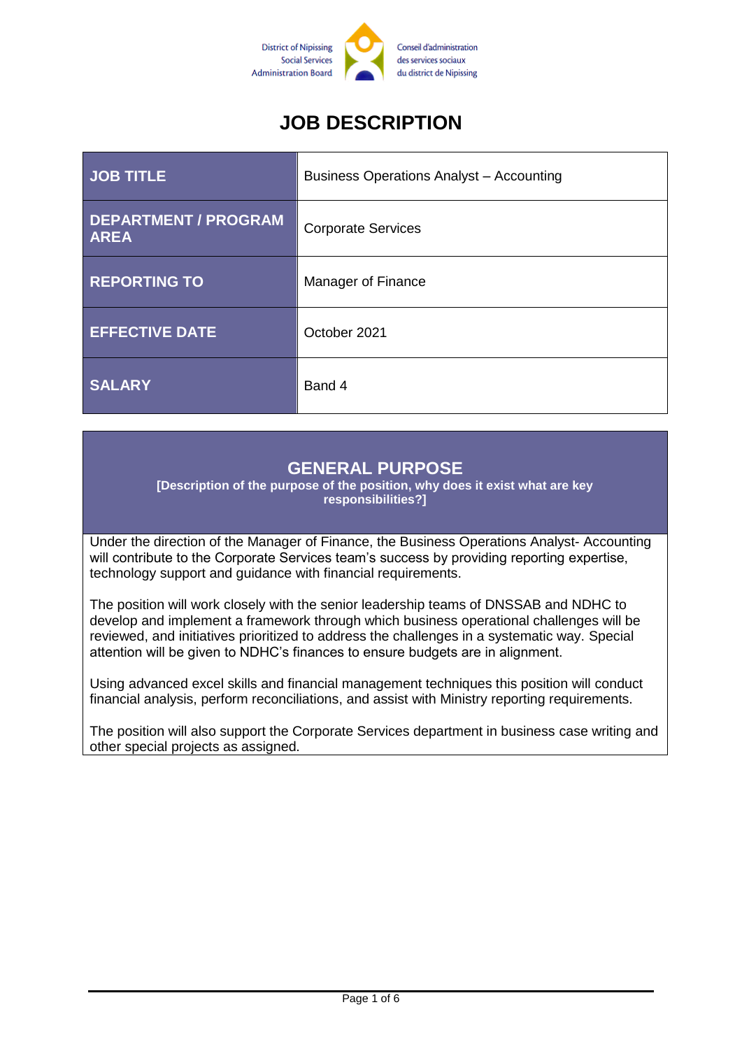District of Nipissing Social Services Administration Board

Conseil d'administration des services sociaux du district de Nipissing

# JOB DESCRIPTION

| JOB TITLE | Business Operations Analyst – Accounting |
|---|---|
| DEPARTMENT / PROGRAM AREA | Corporate Services |
| REPORTING TO | Manager of Finance |
| EFFECTIVE DATE | October 2021 |
| SALARY | Band 4 |

## GENERAL PURPOSE

**[Description of the purpose of the position, why does it exist what are key responsibilities?]**

Under the direction of the Manager of Finance, the Business Operations Analyst- Accounting will contribute to the Corporate Services team's success by providing reporting expertise, technology support and guidance with financial requirements.

The position will work closely with the senior leadership teams of DNSSAB and NDHC to develop and implement a framework through which business operational challenges will be reviewed, and initiatives prioritized to address the challenges in a systematic way. Special attention will be given to NDHC's finances to ensure budgets are in alignment.

Using advanced excel skills and financial management techniques this position will conduct financial analysis, perform reconciliations, and assist with Ministry reporting requirements.

The position will also support the Corporate Services department in business case writing and other special projects as assigned.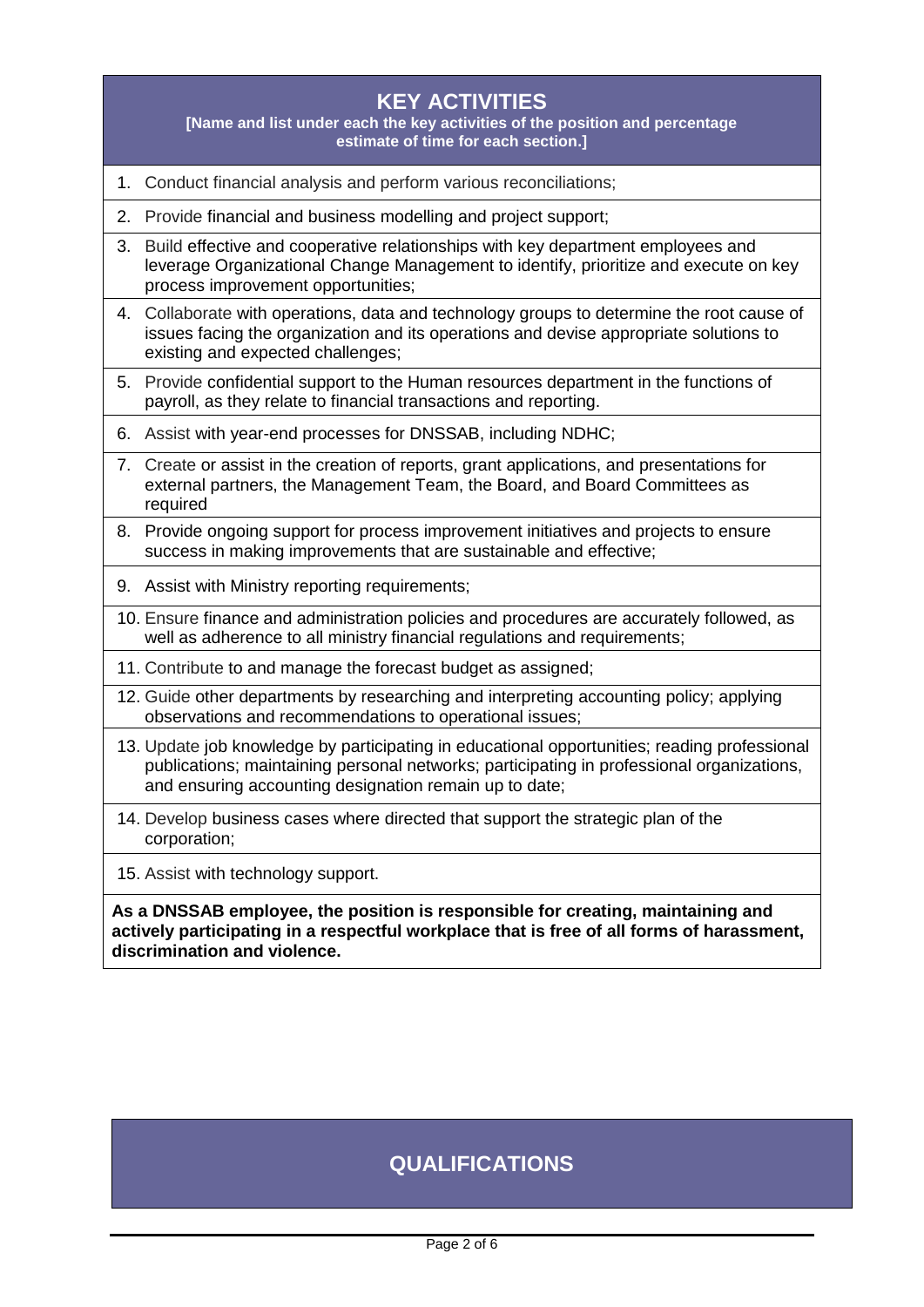## KEY ACTIVITIES

**[Name and list under each the key activities of the position and percentage estimate of time for each section.]**

1. Conduct financial analysis and perform various reconciliations;
2. Provide financial and business modelling and project support;
3. Build effective and cooperative relationships with key department employees and leverage Organizational Change Management to identify, prioritize and execute on key process improvement opportunities;
4. Collaborate with operations, data and technology groups to determine the root cause of issues facing the organization and its operations and devise appropriate solutions to existing and expected challenges;
5. Provide confidential support to the Human resources department in the functions of payroll, as they relate to financial transactions and reporting.
6. Assist with year-end processes for DNSSAB, including NDHC;
7. Create or assist in the creation of reports, grant applications, and presentations for external partners, the Management Team, the Board, and Board Committees as required
8. Provide ongoing support for process improvement initiatives and projects to ensure success in making improvements that are sustainable and effective;
9. Assist with Ministry reporting requirements;
10. Ensure finance and administration policies and procedures are accurately followed, as well as adherence to all ministry financial regulations and requirements;
11. Contribute to and manage the forecast budget as assigned;
12. Guide other departments by researching and interpreting accounting policy; applying observations and recommendations to operational issues;
13. Update job knowledge by participating in educational opportunities; reading professional publications; maintaining personal networks; participating in professional organizations, and ensuring accounting designation remain up to date;
14. Develop business cases where directed that support the strategic plan of the corporation;
15. Assist with technology support.

**As a DNSSAB employee, the position is responsible for creating, maintaining and actively participating in a respectful workplace that is free of all forms of harassment, discrimination and violence.**

## QUALIFICATIONS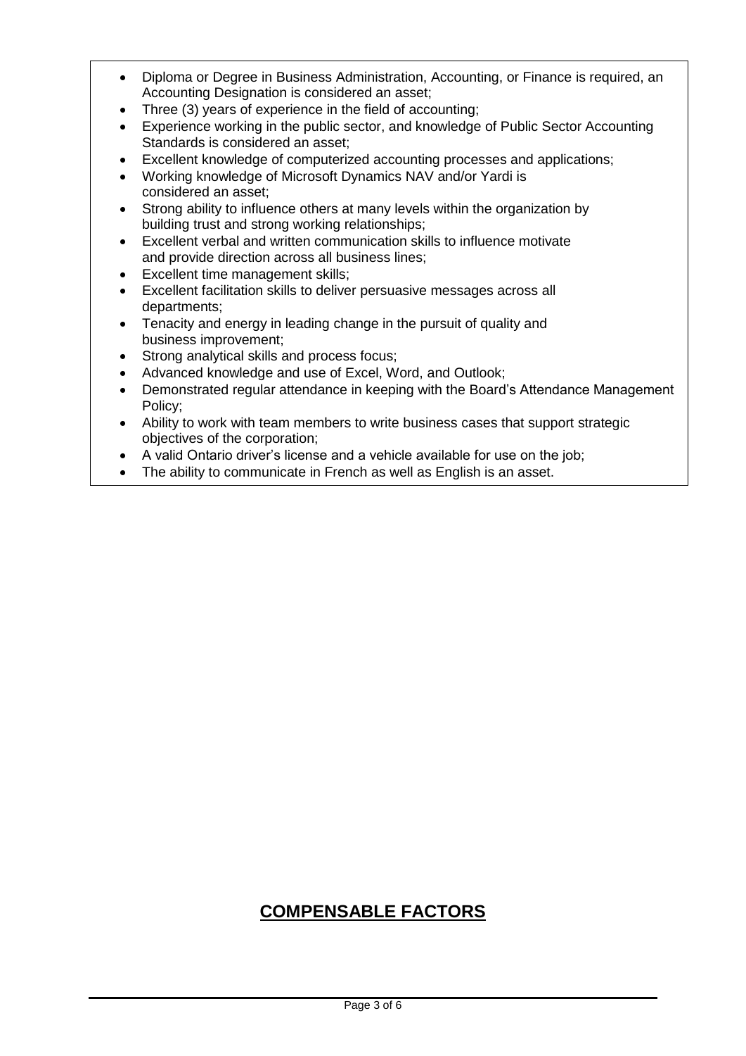- Diploma or Degree in Business Administration, Accounting, or Finance is required, an Accounting Designation is considered an asset;
- Three (3) years of experience in the field of accounting;
- Experience working in the public sector, and knowledge of Public Sector Accounting Standards is considered an asset;
- Excellent knowledge of computerized accounting processes and applications;
- Working knowledge of Microsoft Dynamics NAV and/or Yardi is considered an asset;
- Strong ability to influence others at many levels within the organization by building trust and strong working relationships;
- Excellent verbal and written communication skills to influence motivate and provide direction across all business lines;
- Excellent time management skills;
- Excellent facilitation skills to deliver persuasive messages across all departments;
- Tenacity and energy in leading change in the pursuit of quality and business improvement;
- Strong analytical skills and process focus;
- Advanced knowledge and use of Excel, Word, and Outlook;
- Demonstrated regular attendance in keeping with the Board's Attendance Management Policy;
- Ability to work with team members to write business cases that support strategic objectives of the corporation;
- A valid Ontario driver's license and a vehicle available for use on the job;
- The ability to communicate in French as well as English is an asset.

## **COMPENSABLE FACTORS**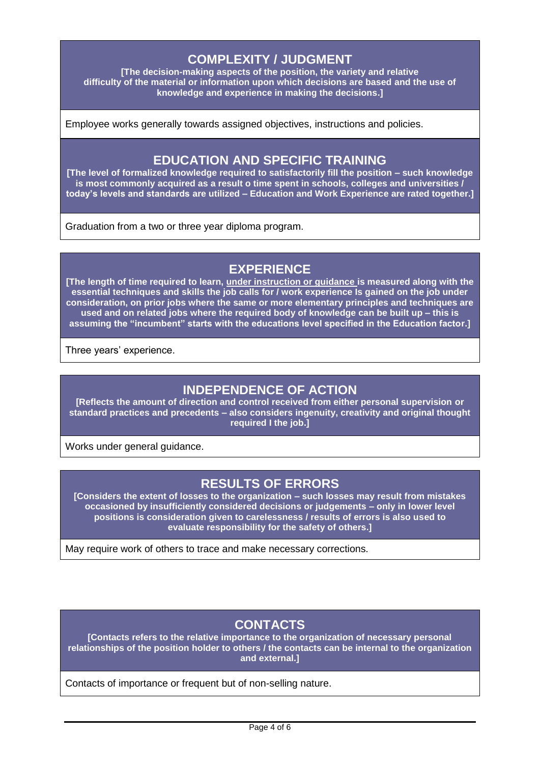## COMPLEXITY / JUDGMENT

**[The decision-making aspects of the position, the variety and relative difficulty of the material or information upon which decisions are based and the use of knowledge and experience in making the decisions.]**

Employee works generally towards assigned objectives, instructions and policies.

## EDUCATION AND SPECIFIC TRAINING

**[The level of formalized knowledge required to satisfactorily fill the position – such knowledge is most commonly acquired as a result o time spent in schools, colleges and universities / today's levels and standards are utilized – Education and Work Experience are rated together.]**

Graduation from a two or three year diploma program.

## EXPERIENCE

**[The length of time required to learn, <u>under instruction or guidance</u> is measured along with the essential techniques and skills the job calls for / work experience Is gained on the job under consideration, on prior jobs where the same or more elementary principles and techniques are used and on related jobs where the required body of knowledge can be built up – this is assuming the "incumbent" starts with the educations level specified in the Education factor.]**

Three years' experience.

## INDEPENDENCE OF ACTION

**[Reflects the amount of direction and control received from either personal supervision or standard practices and precedents – also considers ingenuity, creativity and original thought required I the job.]**

Works under general guidance.

## RESULTS OF ERRORS

**[Considers the extent of losses to the organization – such losses may result from mistakes occasioned by insufficiently considered decisions or judgements – only in lower level positions is consideration given to carelessness / results of errors is also used to evaluate responsibility for the safety of others.]**

May require work of others to trace and make necessary corrections.

## CONTACTS

**[Contacts refers to the relative importance to the organization of necessary personal relationships of the position holder to others / the contacts can be internal to the organization and external.]**

Contacts of importance or frequent but of non-selling nature.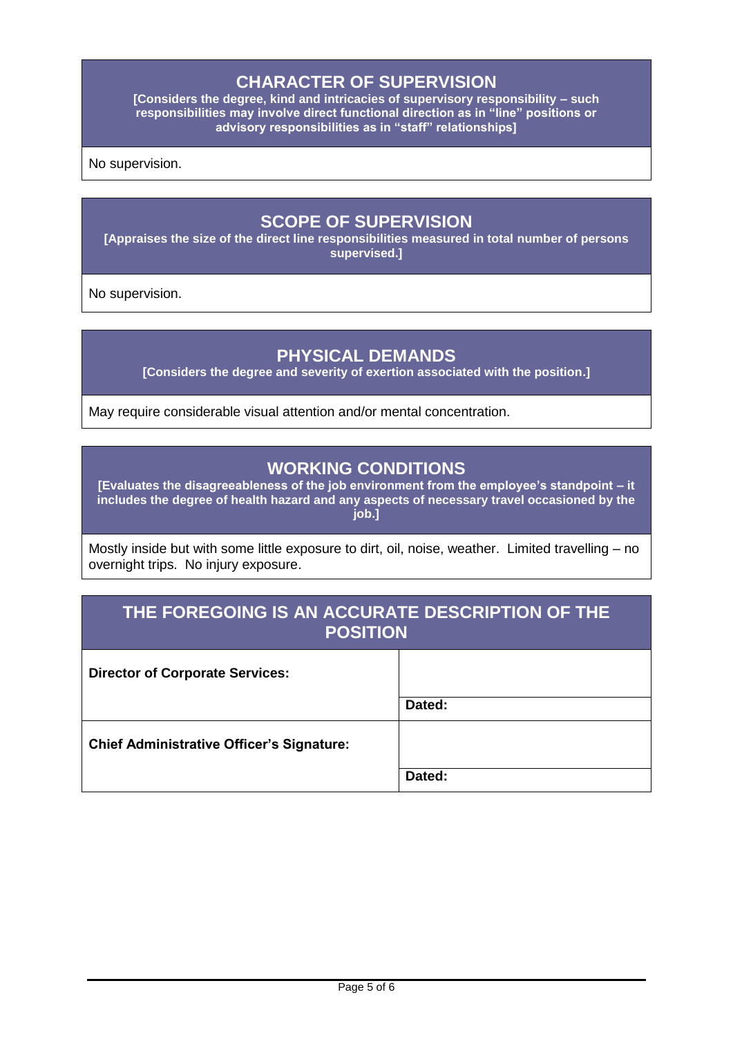## CHARACTER OF SUPERVISION

**[Considers the degree, kind and intricacies of supervisory responsibility – such responsibilities may involve direct functional direction as in "line" positions or advisory responsibilities as in "staff" relationships]**

No supervision.

## SCOPE OF SUPERVISION

**[Appraises the size of the direct line responsibilities measured in total number of persons supervised.]**

No supervision.

## PHYSICAL DEMANDS

**[Considers the degree and severity of exertion associated with the position.]**

May require considerable visual attention and/or mental concentration.

## WORKING CONDITIONS

**[Evaluates the disagreeableness of the job environment from the employee's standpoint – it includes the degree of health hazard and any aspects of necessary travel occasioned by the job.]**

Mostly inside but with some little exposure to dirt, oil, noise, weather. Limited travelling – no overnight trips. No injury exposure.

## THE FOREGOING IS AN ACCURATE DESCRIPTION OF THE POSITION

| | |
|---|---|
| **Director of Corporate Services:** | |
| | **Dated:** |
| **Chief Administrative Officer's Signature:** | |
| | **Dated:** |